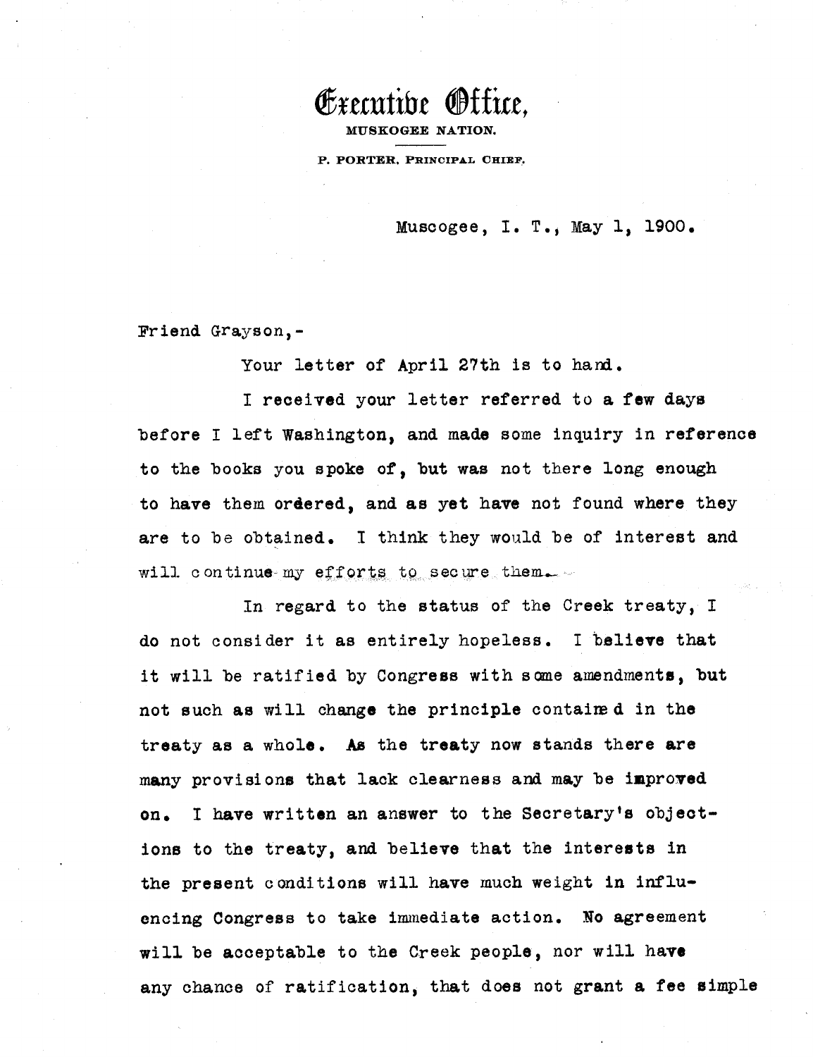# Executive Office,

MUSKOGEE NATION.

P. PORTER, PRINCIPAL CHIEF.

Muscogee, I. T., May 1, 1900.

Friend Grayson,-

Your letter of April 27th is to hand.

I received your letter referred to a few days before I left Washington, and made some inquiry in reference to the books you spoke of, but was not there long enough to have them ordered, and as yet have not found where they are to be obtained. I think they would be of interest and will continue my efforts to secure them.

In regard to the status of the Creek treaty, I do not consider it as entirely hopeless. I believe that it will be ratified by Congress with some amendments, but not such as will change the principle contained in the treaty as a whole. As the treaty now stands there are many provisions that lack clearness and may be improved on. I have written an answer to the Secretary's objections to the treaty, and believe that the interests in the present conditions will have much weight in influencing Congress to take immediate action. No agreement will be acceptable to the Creek people, nor will have any chance of ratification, that does not grant a fee simple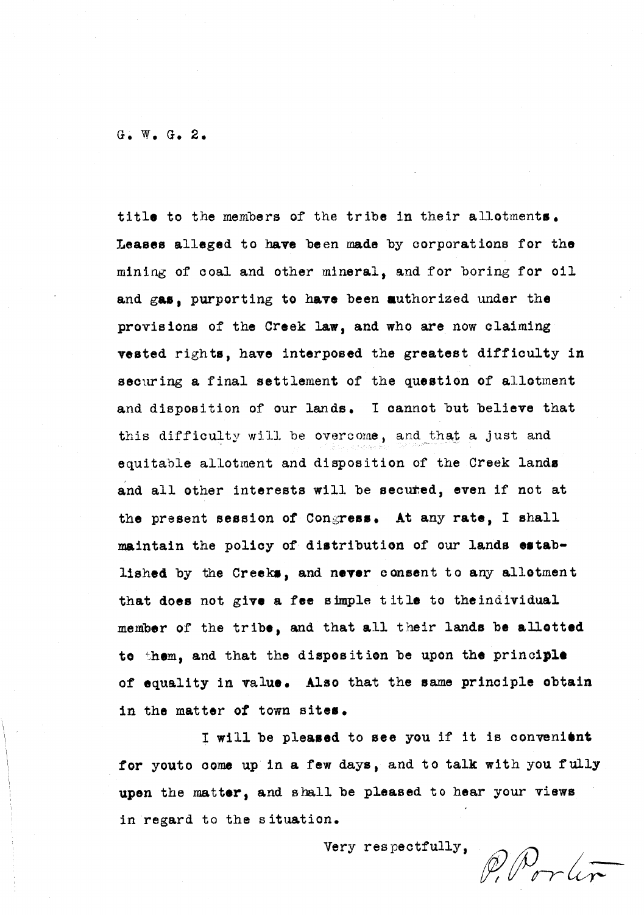G. W. G. 2.

title to the members of the tribe in their allotments. Leases alleged to have been made by corporations for the mining of coal and other mineral, and for boring for oil and gas, purporting to have been authorized under the provisions of the Creek law, and who are now claiming vested rights, have interposed the greatest difficulty in securing a final settlement of the question of allotment and disposition of our lands. I cannot but believe that this difficulty will be overcome, and that a just and equitable allotment and disposition of the Creek lands and all other interests will be secured, even if not at the present session of Congress. At any rate, I shall maintain the policy of distribution of our lands established by the Creeks, and never consent to any allotment that does not give a fee simple title to theindividual member of the tribe, and that all their lands be allotted to them, and that the disposition be upon the principle of equality in value. Also that the same principle obtain in the matter of town sites.

I will be pleased to see you if it is convenient for youto come up in a few days, and to talk with you fully upon the matter, and shall be pleased to hear your views in regard to the situation.

Very respectfully,

P. Porter